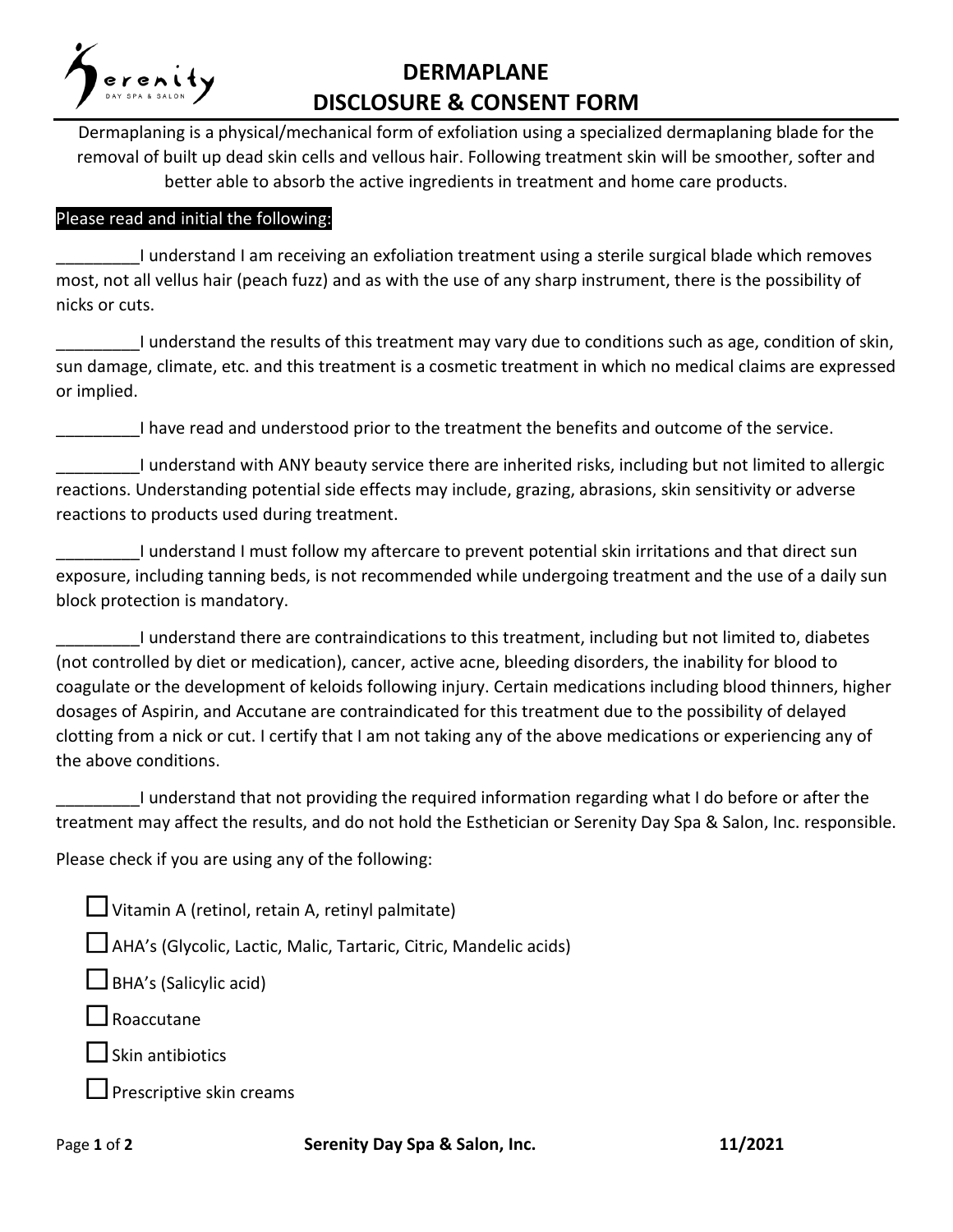# DERMAPLANE DISCLOSURE & CONSENT FORM

Dermaplaning is a physical/mechanical form of exfoliation using a specialized dermaplaning blade for the removal of built up dead skin cells and vellous hair. Following treatment skin will be smoother, softer and better able to absorb the active ingredients in treatment and home care products.

**Please read and initial the following:**

_________I understand I am receiving an exfoliation treatment using a sterile surgical blade which removes most, not all vellus hair (peach fuzz) and as with the use of any sharp instrument, there is the possibility of nicks or cuts.

_________I understand the results of this treatment may vary due to conditions such as age, condition of skin, sun damage, climate, etc. and this treatment is a cosmetic treatment in which no medical claims are expressed or implied.

_________I have read and understood prior to the treatment the benefits and outcome of the service.

_________I understand with ANY beauty service there are inherited risks, including but not limited to allergic reactions. Understanding potential side effects may include, grazing, abrasions, skin sensitivity or adverse reactions to products used during treatment.

_________I understand I must follow my aftercare to prevent potential skin irritations and that direct sun exposure, including tanning beds, is not recommended while undergoing treatment and the use of a daily sun block protection is mandatory.

_________I understand there are contraindications to this treatment, including but not limited to, diabetes (not controlled by diet or medication), cancer, active acne, bleeding disorders, the inability for blood to coagulate or the development of keloids following injury. Certain medications including blood thinners, higher dosages of Aspirin, and Accutane are contraindicated for this treatment due to the possibility of delayed clotting from a nick or cut. I certify that I am not taking any of the above medications or experiencing any of the above conditions.

_________I understand that not providing the required information regarding what I do before or after the treatment may affect the results, and do not hold the Esthetician or Serenity Day Spa & Salon, Inc. responsible.

Please check if you are using any of the following:

- ☐ Vitamin A (retinol, retain A, retinyl palmitate)
- ☐ AHA's (Glycolic, Lactic, Malic, Tartaric, Citric, Mandelic acids)
- ☐ BHA's (Salicylic acid)
- ☐ Roaccutane
- ☐ Skin antibiotics
- ☐ Prescriptive skin creams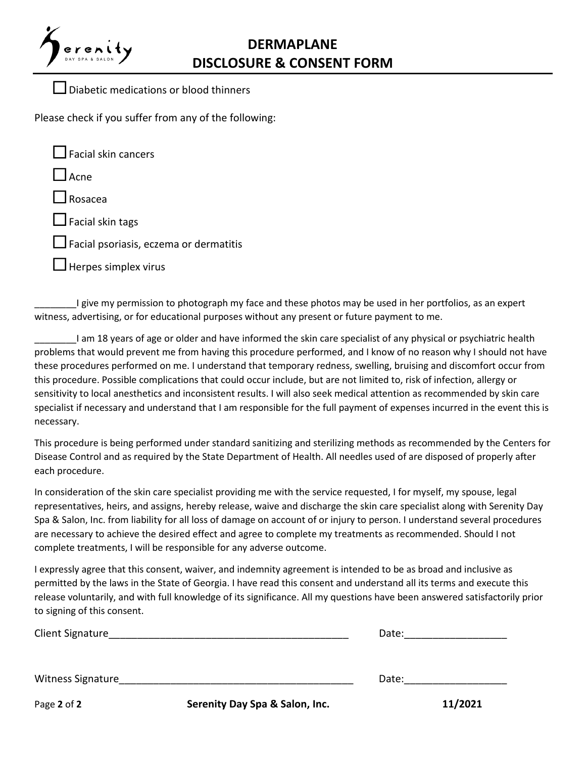# DERMAPLANE DISCLOSURE & CONSENT FORM

☐ Diabetic medications or blood thinners

Please check if you suffer from any of the following:

☐ Facial skin cancers

☐ Acne

☐ Rosacea

☐ Facial skin tags

☐ Facial psoriasis, eczema or dermatitis

☐ Herpes simplex virus

________I give my permission to photograph my face and these photos may be used in her portfolios, as an expert witness, advertising, or for educational purposes without any present or future payment to me.

________I am 18 years of age or older and have informed the skin care specialist of any physical or psychiatric health problems that would prevent me from having this procedure performed, and I know of no reason why I should not have these procedures performed on me. I understand that temporary redness, swelling, bruising and discomfort occur from this procedure. Possible complications that could occur include, but are not limited to, risk of infection, allergy or sensitivity to local anesthetics and inconsistent results. I will also seek medical attention as recommended by skin care specialist if necessary and understand that I am responsible for the full payment of expenses incurred in the event this is necessary.

This procedure is being performed under standard sanitizing and sterilizing methods as recommended by the Centers for Disease Control and as required by the State Department of Health. All needles used of are disposed of properly after each procedure.

In consideration of the skin care specialist providing me with the service requested, I for myself, my spouse, legal representatives, heirs, and assigns, hereby release, waive and discharge the skin care specialist along with Serenity Day Spa & Salon, Inc. from liability for all loss of damage on account of or injury to person. I understand several procedures are necessary to achieve the desired effect and agree to complete my treatments as recommended. Should I not complete treatments, I will be responsible for any adverse outcome.

I expressly agree that this consent, waiver, and indemnity agreement is intended to be as broad and inclusive as permitted by the laws in the State of Georgia. I have read this consent and understand all its terms and execute this release voluntarily, and with full knowledge of its significance. All my questions have been answered satisfactorily prior to signing of this consent.

Client Signature__________________________________________ Date:__________________

Witness Signature__________________________________________ Date:__________________

Serenity Day Spa & Salon, Inc. 11/2021